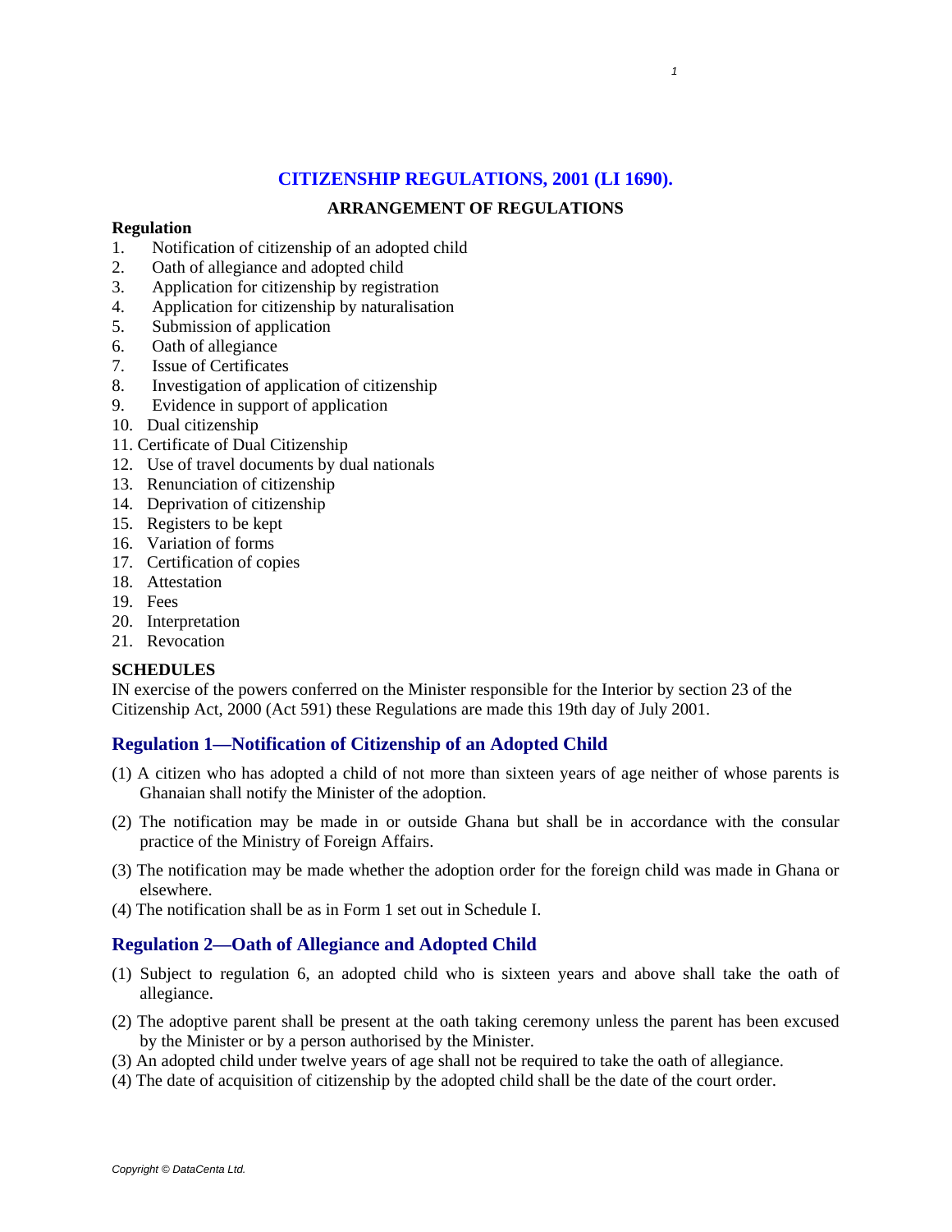# CITIZENSHIP REGULATIONS, 2001 (LI 1690).

## ARRANGEMENT OF REGULATIONS

**Regulation**

1. Notification of citizenship of an adopted child
2. Oath of allegiance and adopted child
3. Application for citizenship by registration
4. Application for citizenship by naturalisation
5. Submission of application
6. Oath of allegiance
7. Issue of Certificates
8. Investigation of application of citizenship
9. Evidence in support of application
10. Dual citizenship
11. Certificate of Dual Citizenship
12. Use of travel documents by dual nationals
13. Renunciation of citizenship
14. Deprivation of citizenship
15. Registers to be kept
16. Variation of forms
17. Certification of copies
18. Attestation
19. Fees
20. Interpretation
21. Revocation

**SCHEDULES**

IN exercise of the powers conferred on the Minister responsible for the Interior by section 23 of the Citizenship Act, 2000 (Act 591) these Regulations are made this 19th day of July 2001.

## Regulation 1—Notification of Citizenship of an Adopted Child

(1) A citizen who has adopted a child of not more than sixteen years of age neither of whose parents is Ghanaian shall notify the Minister of the adoption.

(2) The notification may be made in or outside Ghana but shall be in accordance with the consular practice of the Ministry of Foreign Affairs.

(3) The notification may be made whether the adoption order for the foreign child was made in Ghana or elsewhere.

(4) The notification shall be as in Form 1 set out in Schedule I.

## Regulation 2—Oath of Allegiance and Adopted Child

(1) Subject to regulation 6, an adopted child who is sixteen years and above shall take the oath of allegiance.

(2) The adoptive parent shall be present at the oath taking ceremony unless the parent has been excused by the Minister or by a person authorised by the Minister.

(3) An adopted child under twelve years of age shall not be required to take the oath of allegiance.

(4) The date of acquisition of citizenship by the adopted child shall be the date of the court order.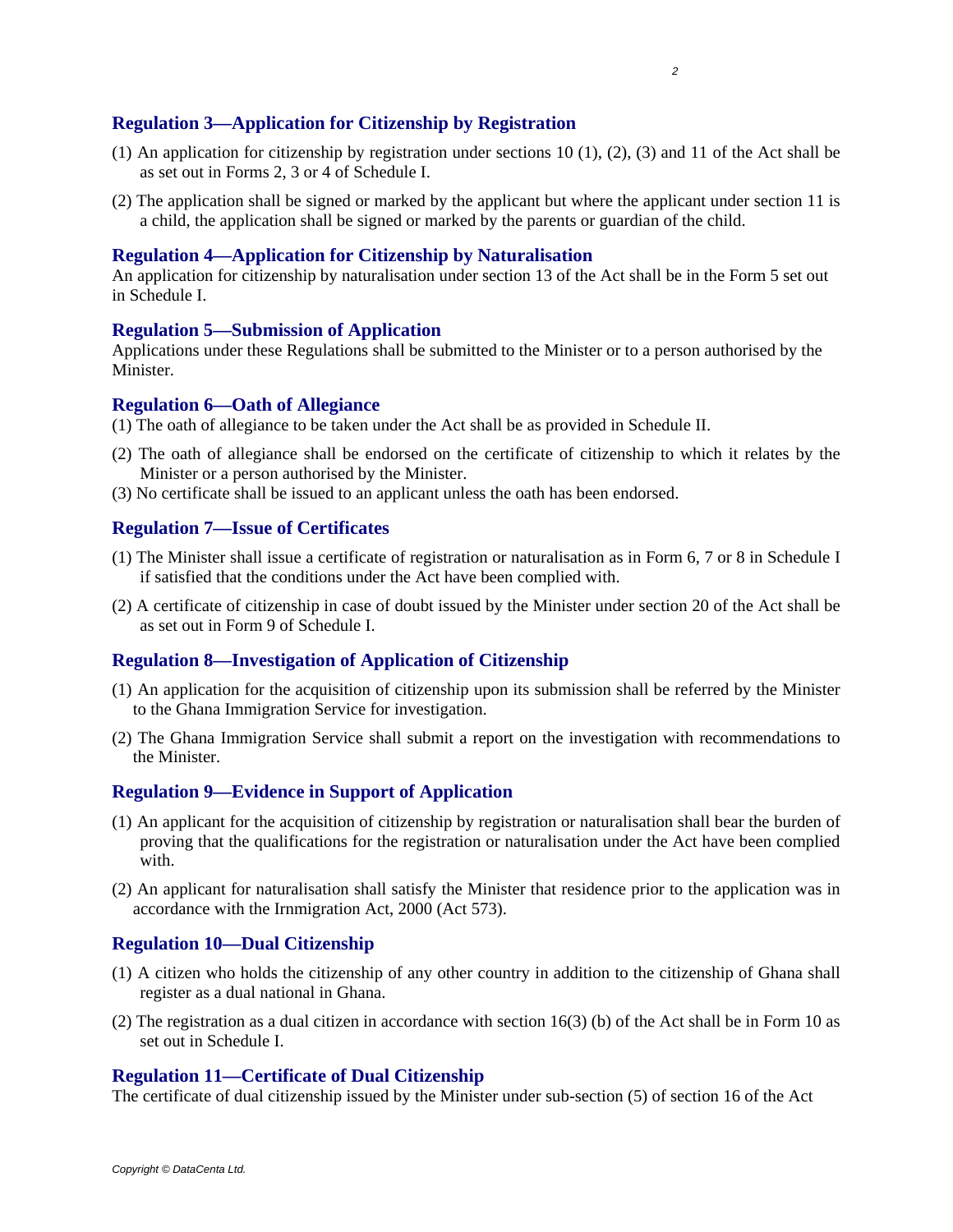### Regulation 3—Application for Citizenship by Registration

(1) An application for citizenship by registration under sections 10 (1), (2), (3) and 11 of the Act shall be as set out in Forms 2, 3 or 4 of Schedule I.

(2) The application shall be signed or marked by the applicant but where the applicant under section 11 is a child, the application shall be signed or marked by the parents or guardian of the child.

### Regulation 4—Application for Citizenship by Naturalisation

An application for citizenship by naturalisation under section 13 of the Act shall be in the Form 5 set out in Schedule I.

### Regulation 5—Submission of Application

Applications under these Regulations shall be submitted to the Minister or to a person authorised by the Minister.

### Regulation 6—Oath of Allegiance

(1) The oath of allegiance to be taken under the Act shall be as provided in Schedule II.

(2) The oath of allegiance shall be endorsed on the certificate of citizenship to which it relates by the Minister or a person authorised by the Minister.

(3) No certificate shall be issued to an applicant unless the oath has been endorsed.

### Regulation 7—Issue of Certificates

(1) The Minister shall issue a certificate of registration or naturalisation as in Form 6, 7 or 8 in Schedule I if satisfied that the conditions under the Act have been complied with.

(2) A certificate of citizenship in case of doubt issued by the Minister under section 20 of the Act shall be as set out in Form 9 of Schedule I.

### Regulation 8—Investigation of Application of Citizenship

(1) An application for the acquisition of citizenship upon its submission shall be referred by the Minister to the Ghana Immigration Service for investigation.

(2) The Ghana Immigration Service shall submit a report on the investigation with recommendations to the Minister.

### Regulation 9—Evidence in Support of Application

(1) An applicant for the acquisition of citizenship by registration or naturalisation shall bear the burden of proving that the qualifications for the registration or naturalisation under the Act have been complied with.

(2) An applicant for naturalisation shall satisfy the Minister that residence prior to the application was in accordance with the Irnmigration Act, 2000 (Act 573).

### Regulation 10—Dual Citizenship

(1) A citizen who holds the citizenship of any other country in addition to the citizenship of Ghana shall register as a dual national in Ghana.

(2) The registration as a dual citizen in accordance with section 16(3) (b) of the Act shall be in Form 10 as set out in Schedule I.

### Regulation 11—Certificate of Dual Citizenship

The certificate of dual citizenship issued by the Minister under sub-section (5) of section 16 of the Act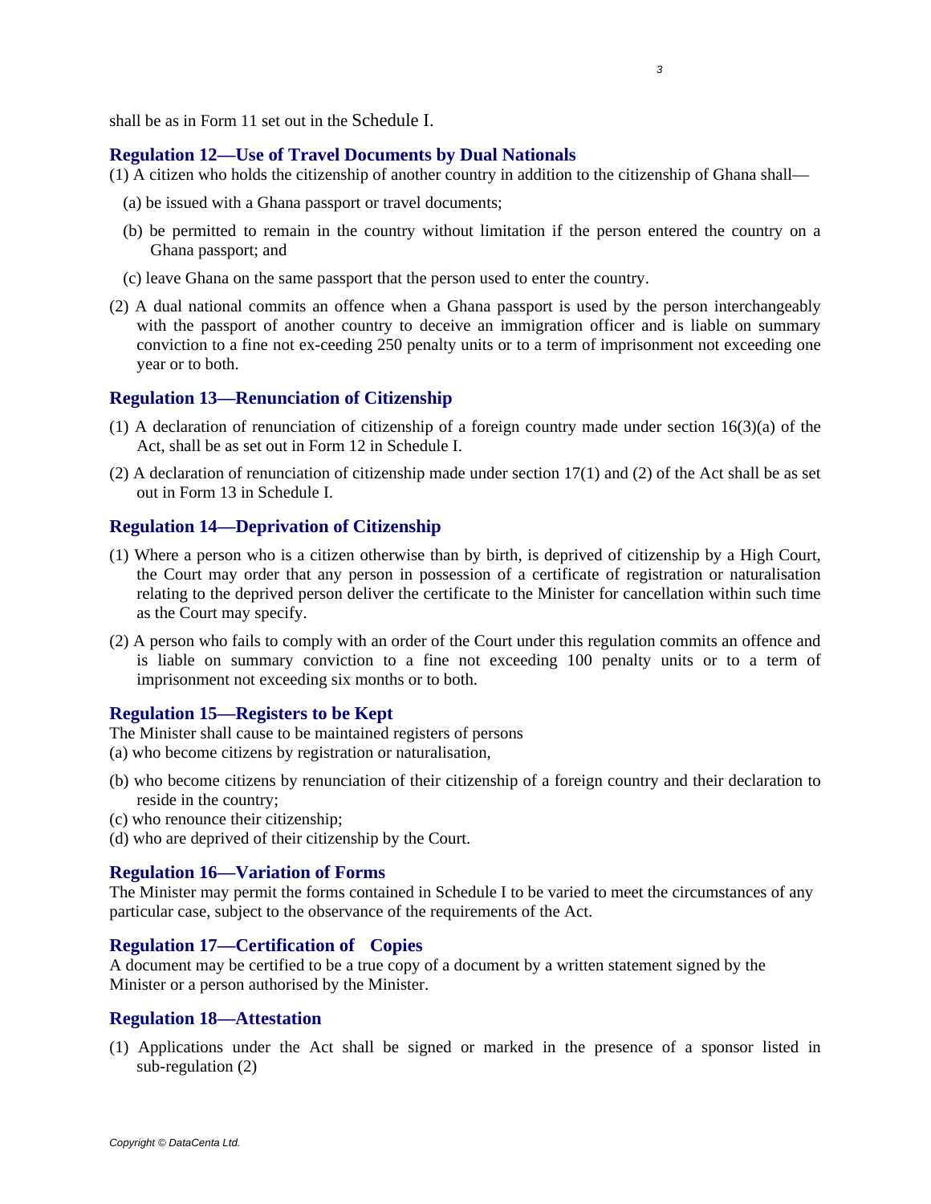shall be as in Form 11 set out in the Schedule I.

### Regulation 12—Use of Travel Documents by Dual Nationals

(1) A citizen who holds the citizenship of another country in addition to the citizenship of Ghana shall—

(a) be issued with a Ghana passport or travel documents;

(b) be permitted to remain in the country without limitation if the person entered the country on a Ghana passport; and

(c) leave Ghana on the same passport that the person used to enter the country.

(2) A dual national commits an offence when a Ghana passport is used by the person interchangeably with the passport of another country to deceive an immigration officer and is liable on summary conviction to a fine not ex-ceeding 250 penalty units or to a term of imprisonment not exceeding one year or to both.

### Regulation 13—Renunciation of Citizenship

(1) A declaration of renunciation of citizenship of a foreign country made under section 16(3)(a) of the Act, shall be as set out in Form 12 in Schedule I.

(2) A declaration of renunciation of citizenship made under section 17(1) and (2) of the Act shall be as set out in Form 13 in Schedule I.

### Regulation 14—Deprivation of Citizenship

(1) Where a person who is a citizen otherwise than by birth, is deprived of citizenship by a High Court, the Court may order that any person in possession of a certificate of registration or naturalisation relating to the deprived person deliver the certificate to the Minister for cancellation within such time as the Court may specify.

(2) A person who fails to comply with an order of the Court under this regulation commits an offence and is liable on summary conviction to a fine not exceeding 100 penalty units or to a term of imprisonment not exceeding six months or to both.

### Regulation 15—Registers to be Kept

The Minister shall cause to be maintained registers of persons

(a) who become citizens by registration or naturalisation,

(b) who become citizens by renunciation of their citizenship of a foreign country and their declaration to reside in the country;

(c) who renounce their citizenship;

(d) who are deprived of their citizenship by the Court.

### Regulation 16—Variation of Forms

The Minister may permit the forms contained in Schedule I to be varied to meet the circumstances of any particular case, subject to the observance of the requirements of the Act.

### Regulation 17—Certification of Copies

A document may be certified to be a true copy of a document by a written statement signed by the Minister or a person authorised by the Minister.

### Regulation 18—Attestation

(1) Applications under the Act shall be signed or marked in the presence of a sponsor listed in sub-regulation (2)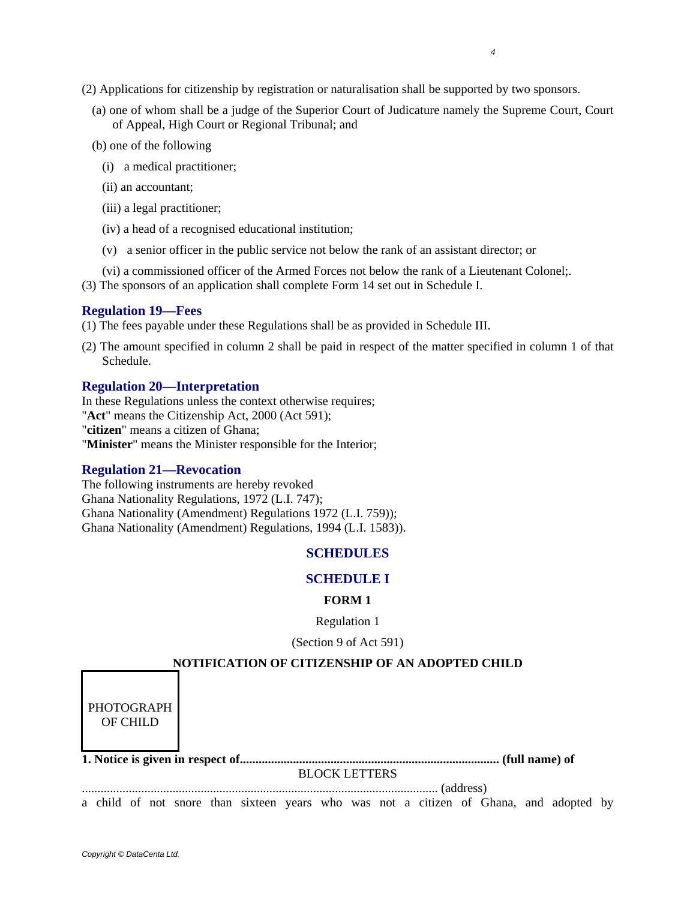(2) Applications for citizenship by registration or naturalisation shall be supported by two sponsors.

(a) one of whom shall be a judge of the Superior Court of Judicature namely the Supreme Court, Court of Appeal, High Court or Regional Tribunal; and

(b) one of the following

(i) a medical practitioner;

(ii) an accountant;

(iii) a legal practitioner;

(iv) a head of a recognised educational institution;

(v) a senior officer in the public service not below the rank of an assistant director; or

(vi) a commissioned officer of the Armed Forces not below the rank of a Lieutenant Colonel;.

(3) The sponsors of an application shall complete Form 14 set out in Schedule I.

### Regulation 19—Fees

(1) The fees payable under these Regulations shall be as provided in Schedule III.

(2) The amount specified in column 2 shall be paid in respect of the matter specified in column 1 of that Schedule.

### Regulation 20—Interpretation

In these Regulations unless the context otherwise requires;
"**Act**" means the Citizenship Act, 2000 (Act 591);
"**citizen**" means a citizen of Ghana;
"**Minister**" means the Minister responsible for the Interior;

### Regulation 21—Revocation

The following instruments are hereby revoked
Ghana Nationality Regulations, 1972 (L.I. 747);
Ghana Nationality (Amendment) Regulations 1972 (L.I. 759));
Ghana Nationality (Amendment) Regulations, 1994 (L.I. 1583)).

## SCHEDULES

## SCHEDULE I

### FORM 1

Regulation 1

(Section 9 of Act 591)

### NOTIFICATION OF CITIZENSHIP OF AN ADOPTED CHILD

PHOTOGRAPH OF CHILD

**1. Notice is given in respect of.................................................................................. (full name) of**

BLOCK LETTERS

................................................................................................................ (address)

a child of not snore than sixteen years who was not a citizen of Ghana, and adopted by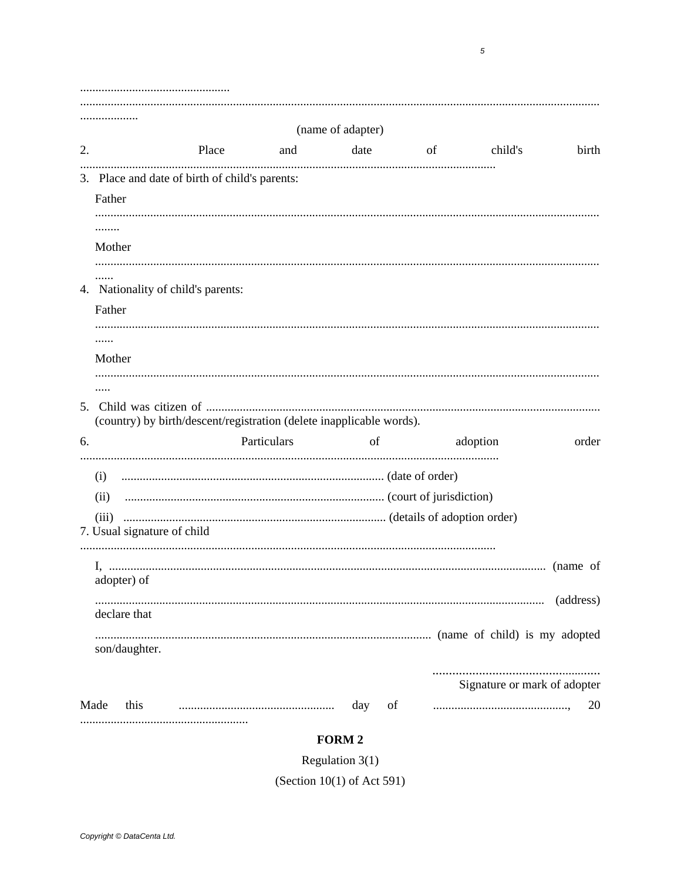.................................................
......................................................................................................................................................................
...................

(name of adapter)

2. Place and date of child's birth ......................................................................................................................................

3. Place and date of birth of child's parents:

Father ..........................................................................................................................................................................

Mother ..........................................................................................................................................................................

4. Nationality of child's parents:

Father ..........................................................................................................................................................................

Mother ..........................................................................................................................................................................

5. Child was citizen of ................................................................................................................................. (country) by birth/descent/registration (delete inapplicable words).

6. Particulars of adoption order .......................................................................................................................................

(i) ..................................................................................... (date of order)

(ii) ..................................................................................... (court of jurisdiction)

(iii) ..................................................................................... (details of adoption order)

7. Usual signature of child ......................................................................................................................................

I, ............................................................................................................................................. (name of adopter) of

................................................................................................................................................ (address) declare that

............................................................................................................. (name of child) is my adopted son/daughter.

....................................................
Signature or mark of adopter

Made this .................................................. day of ..........................................., 20 ......................................................

**FORM 2**

Regulation 3(1)

(Section 10(1) of Act 591)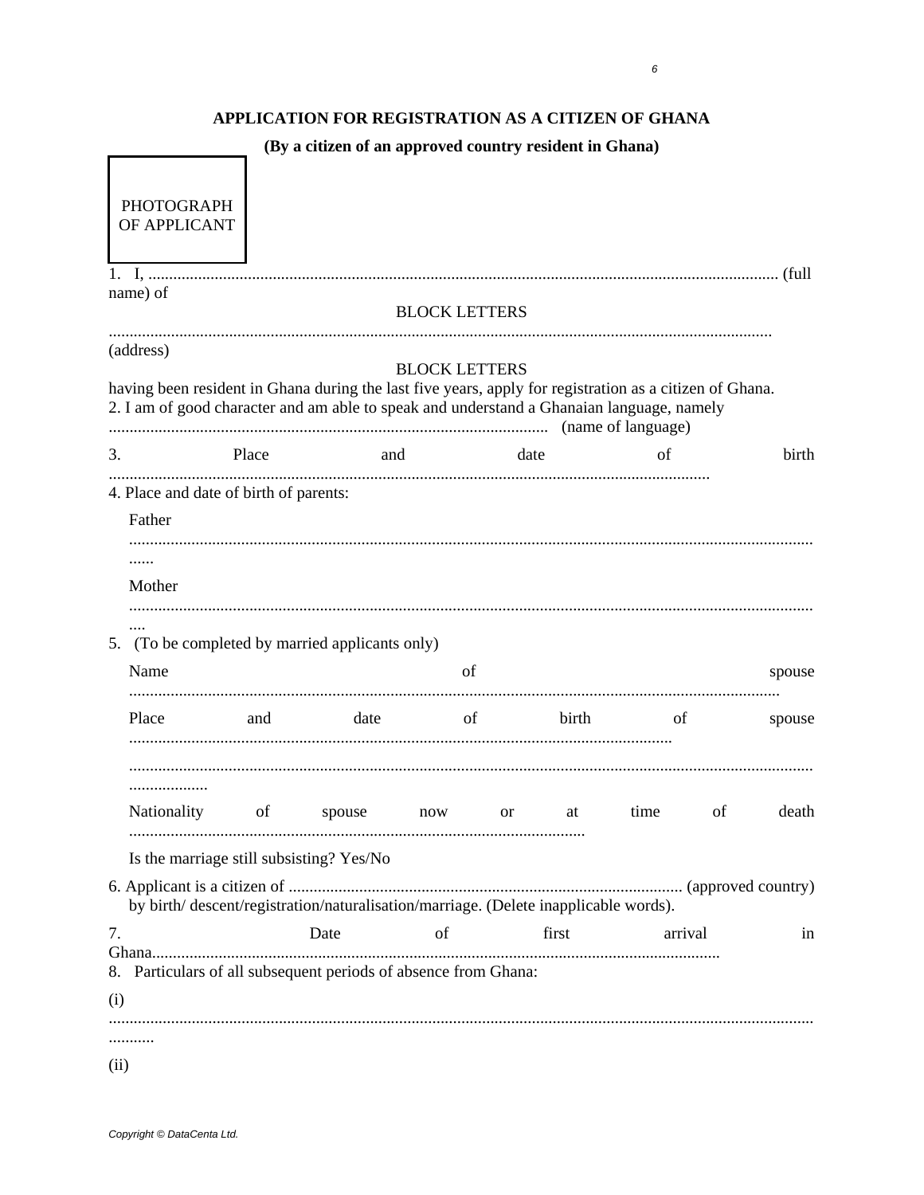**APPLICATION FOR REGISTRATION AS A CITIZEN OF GHANA**

**(By a citizen of an approved country resident in Ghana)**

PHOTOGRAPH OF APPLICANT

1. I, .......................................................................................................................................................... (full name) of

BLOCK LETTERS

...............................................................................................................................................................
(address)

BLOCK LETTERS

having been resident in Ghana during the last five years, apply for registration as a citizen of Ghana.

2. I am of good character and am able to speak and understand a Ghanaian language, namely .......................................................................................................... (name of language)

3. Place and date of birth ................................................................................................................................

4. Place and date of birth of parents:

Father ........................................................................................................................................................

Mother ........................................................................................................................................................

5. (To be completed by married applicants only)

Name of spouse ........................................................................................................................................

Place and date of birth of spouse .................................................................................................................

...............................................................................................................................................................

Nationality of spouse now or at time of death ...........................................................................................

Is the marriage still subsisting? Yes/No

6. Applicant is a citizen of ............................................................................................... (approved country) by birth/ descent/registration/naturalisation/marriage. (Delete inapplicable words).

7. Date of first arrival in Ghana.........................................................................................................................

8. Particulars of all subsequent periods of absence from Ghana:

(i) ...............................................................................................................................................................

(ii)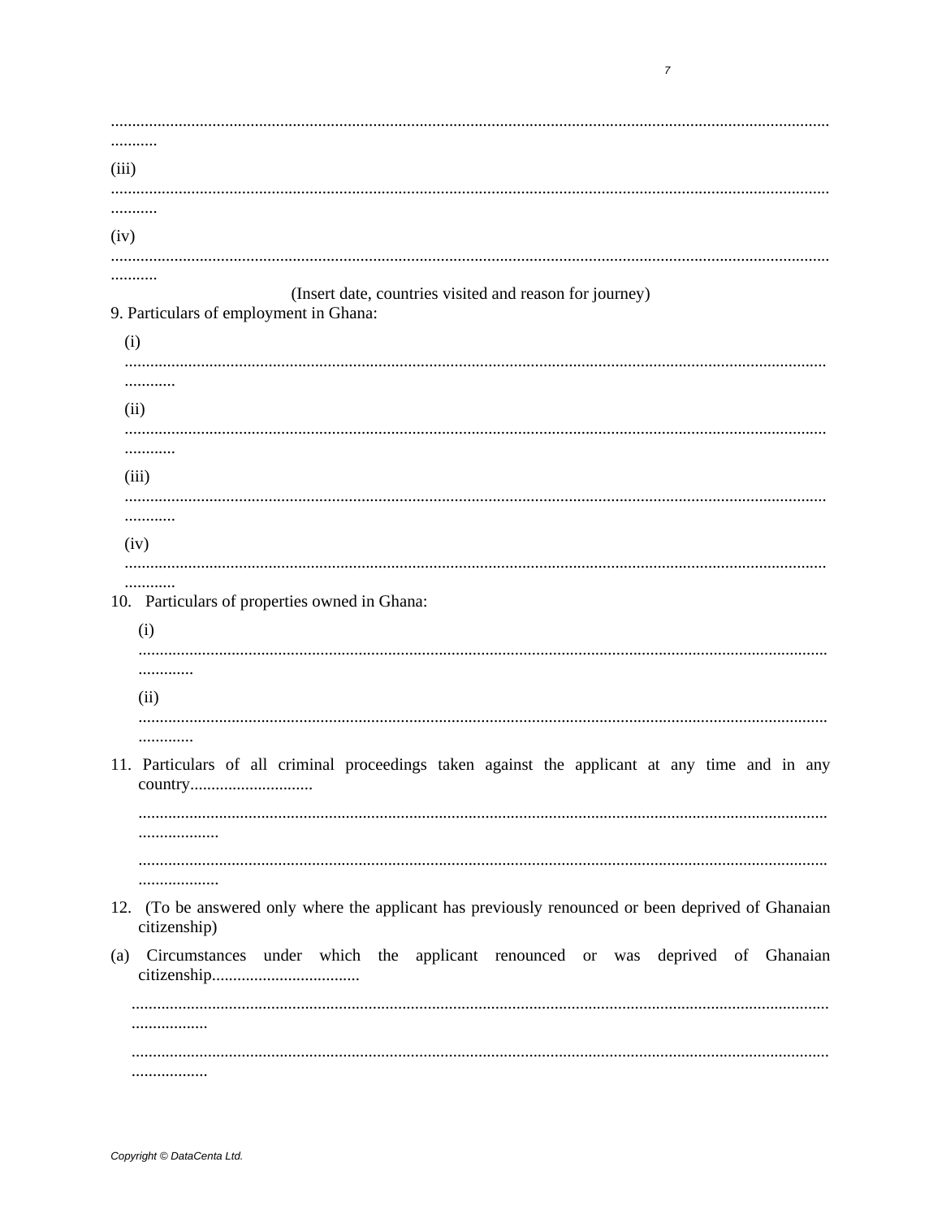..........................................................................................................................................................................

(iii)

..........................................................................................................................................................................

(iv)

..........................................................................................................................................................................

(Insert date, countries visited and reason for journey)

9. Particulars of employment in Ghana:

(i)

..........................................................................................................................................................................

(ii)

..........................................................................................................................................................................

(iii)

..........................................................................................................................................................................

(iv)

..........................................................................................................................................................................

10. Particulars of properties owned in Ghana:

(i)

..........................................................................................................................................................................

(ii)

..........................................................................................................................................................................

11. Particulars of all criminal proceedings taken against the applicant at any time and in any country.............................

..........................................................................................................................................................................

..........................................................................................................................................................................

12. (To be answered only where the applicant has previously renounced or been deprived of Ghanaian citizenship)

(a) Circumstances under which the applicant renounced or was deprived of Ghanaian citizenship..................................

..........................................................................................................................................................................

..........................................................................................................................................................................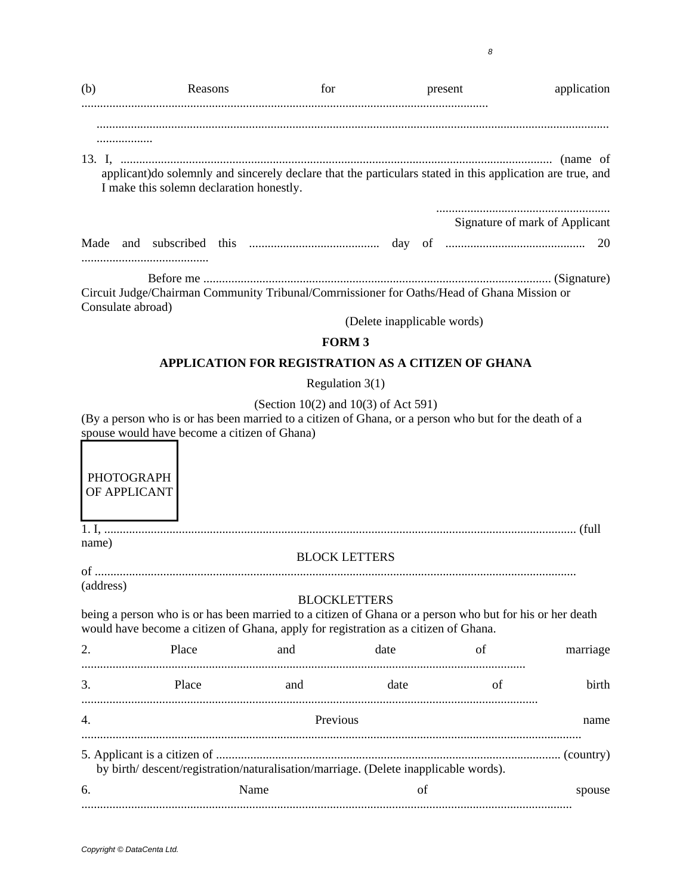(b) Reasons for present application ..................................................................................................................................

.....................................................................................................................................................................
..................

13. I, ........................................................................................................................................ (name of applicant)do solemnly and sincerely declare that the particulars stated in this application are true, and I make this solemn declaration honestly.

........................................................
Signature of mark of Applicant

Made and subscribed this .......................................... day of ............................................ 20 .........................................

Before me ................................................................................................................ (Signature)
Circuit Judge/Chairman Community Tribunal/Comrnissioner for Oaths/Head of Ghana Mission or Consulate abroad)

(Delete inapplicable words)

**FORM 3**

**APPLICATION FOR REGISTRATION AS A CITIZEN OF GHANA**

Regulation 3(1)

(Section 10(2) and 10(3) of Act 591)

(By a person who is or has been married to a citizen of Ghana, or a person who but for the death of a spouse would have become a citizen of Ghana)

PHOTOGRAPH OF APPLICANT

1. I, ...................................................................................................................................................... (full name)

BLOCK LETTERS

of .........................................................................................................................................................
(address)

BLOCKLETTERS

being a person who is or has been married to a citizen of Ghana or a person who but for his or her death would have become a citizen of Ghana, apply for registration as a citizen of Ghana.

2. Place and date of marriage .............................................................................................................................

3. Place and date of birth .................................................................................................................................

4. Previous name ..............................................................................................................................................

5. Applicant is a citizen of ............................................................................................................... (country) by birth/ descent/registration/naturalisation/marriage. (Delete inapplicable words).

6. Name of spouse ...........................................................................................................................................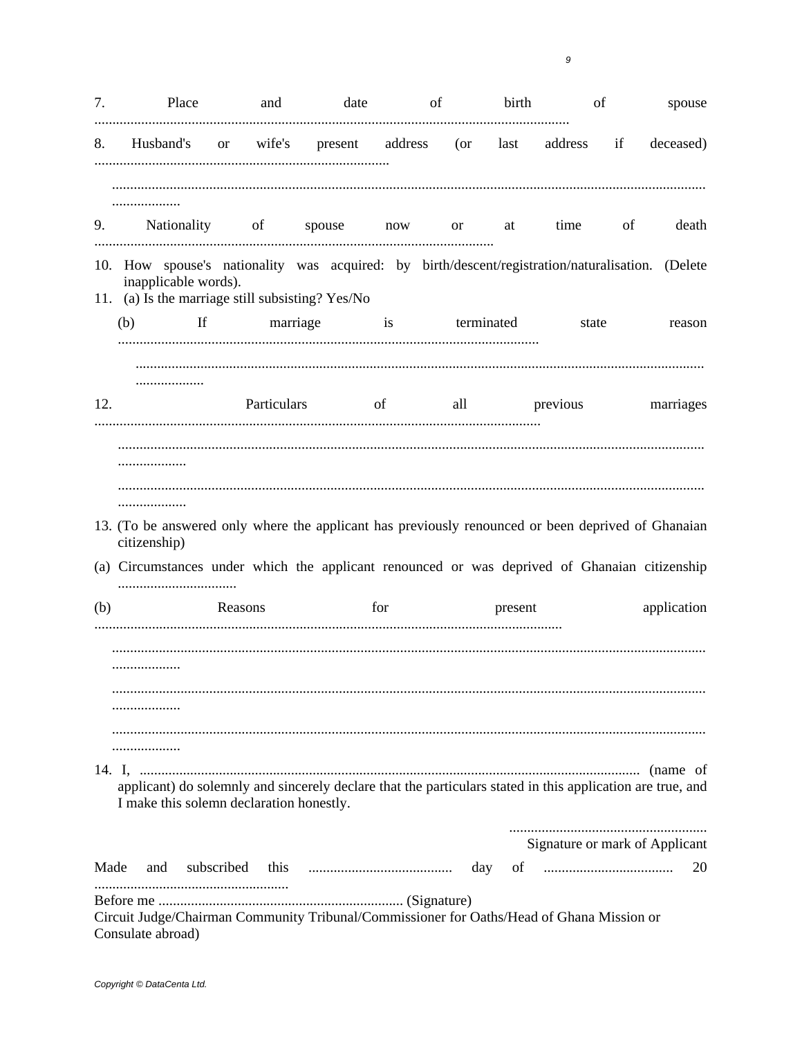7. Place and date of birth of spouse ..................................................................................................................................

8. Husband's or wife's present address (or last address if deceased) ..................................................................................

..................................................................................................................................................................
...................

9. Nationality of spouse now or at time of death .............................................................................................................

10. How spouse's nationality was acquired: by birth/descent/registration/naturalisation. (Delete inapplicable words).

11. (a) Is the marriage still subsisting? Yes/No

(b) If marriage is terminated state reason ...................................................................................................................

..................................................................................................................................................................
...................

12. Particulars of all previous marriages ...........................................................................................................................

..................................................................................................................................................................
...................

..................................................................................................................................................................
...................

13. (To be answered only where the applicant has previously renounced or been deprived of Ghanaian citizenship)

(a) Circumstances under which the applicant renounced or was deprived of Ghanaian citizenship .................................

(b) Reasons for present application ................................................................................................................................

..................................................................................................................................................................
...................

..................................................................................................................................................................
...................

..................................................................................................................................................................
...................

14. I, ......................................................................................................................................... (name of applicant) do solemnly and sincerely declare that the particulars stated in this application are true, and I make this solemn declaration honestly.

.......................................................
Signature or mark of Applicant

Made and subscribed this ........................................ day of .................................... 20 ......................................................

Before me ................................................................... (Signature)
Circuit Judge/Chairman Community Tribunal/Commissioner for Oaths/Head of Ghana Mission or Consulate abroad)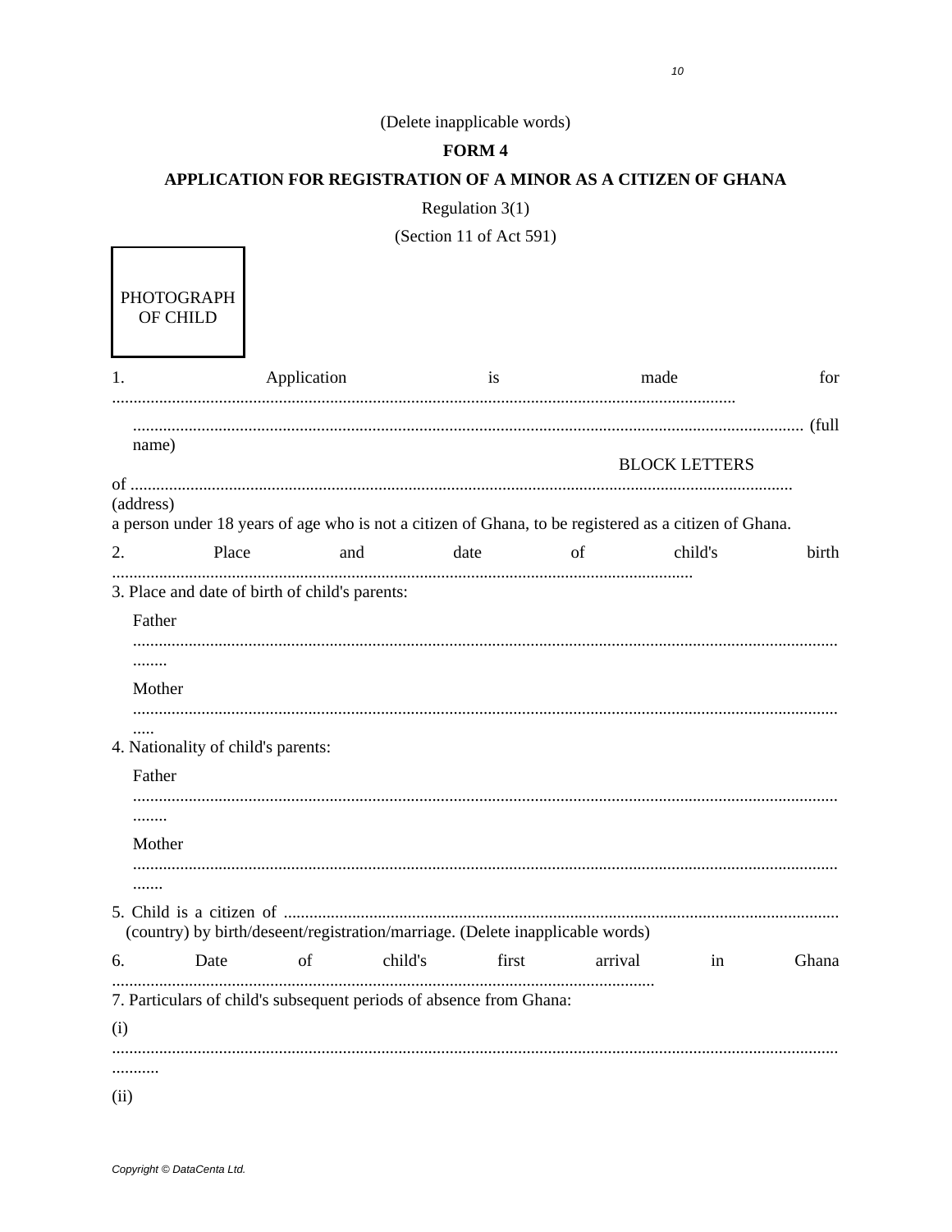(Delete inapplicable words)

**FORM 4**

**APPLICATION FOR REGISTRATION OF A MINOR AS A CITIZEN OF GHANA**

Regulation 3(1)

(Section 11 of Act 591)

PHOTOGRAPH OF CHILD

1. Application is made for ................................................................................................................................................

.................................................................................................................................................................. (full name)

BLOCK LETTERS

of ........................................................................................................................................................ (address)

a person under 18 years of age who is not a citizen of Ghana, to be registered as a citizen of Ghana.

2. Place and date of child's birth ......................................................................................................................

3. Place and date of birth of child's parents:

Father ...........................................................................................................................................................

Mother ...........................................................................................................................................................

4. Nationality of child's parents:

Father ...........................................................................................................................................................

Mother ...........................................................................................................................................................

5. Child is a citizen of .................................................................................................................................. (country) by birth/deseent/registration/marriage. (Delete inapplicable words)

6. Date of child's first arrival in Ghana ..............................................................................................................

7. Particulars of child's subsequent periods of absence from Ghana:

(i) ...........................................................................................................................................................

(ii)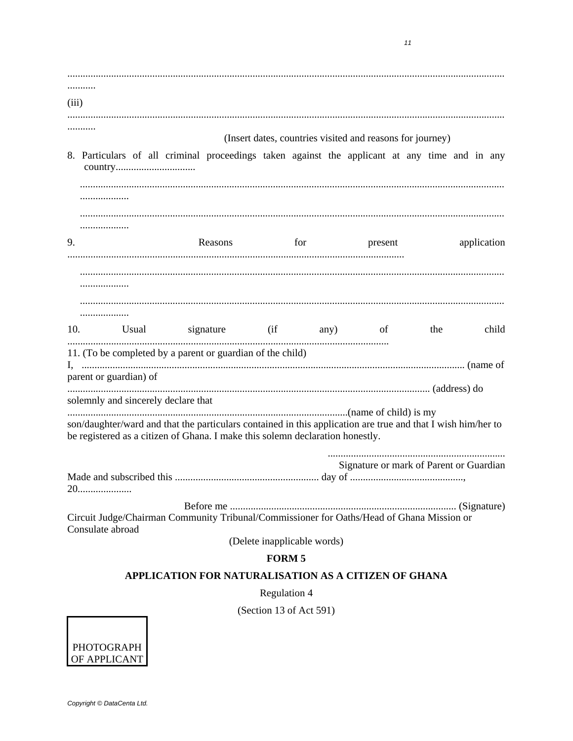.........................................................................................................................................................................

(iii)

.........................................................................................................................................................................

(Insert dates, countries visited and reasons for journey)

8. Particulars of all criminal proceedings taken against the applicant at any time and in any country...............................

.........................................................................................................................................................................

.........................................................................................................................................................................

9. Reasons for present application .................................................................................................................................

.........................................................................................................................................................................

.........................................................................................................................................................................

10. Usual signature (if any) of the child ............................................................................................................................

11. (To be completed by a parent or guardian of the child)
I, ........................................................................................................................................................ (name of parent or guardian) of .......................................................................................................................................... (address) do solemnly and sincerely declare that ............................................................................................................(name of child) is my son/daughter/ward and that the particulars contained in this application are true and that I wish him/her to be registered as a citizen of Ghana. I make this solemn declaration honestly.

.....................................................................
Signature or mark of Parent or Guardian

Made and subscribed this ........................................................ day of ............................................, 20.....................

Before me ....................................................................................... (Signature)
Circuit Judge/Chairman Community Tribunal/Commissioner for Oaths/Head of Ghana Mission or Consulate abroad

(Delete inapplicable words)

**FORM 5**

**APPLICATION FOR NATURALISATION AS A CITIZEN OF GHANA**

Regulation 4

(Section 13 of Act 591)

PHOTOGRAPH OF APPLICANT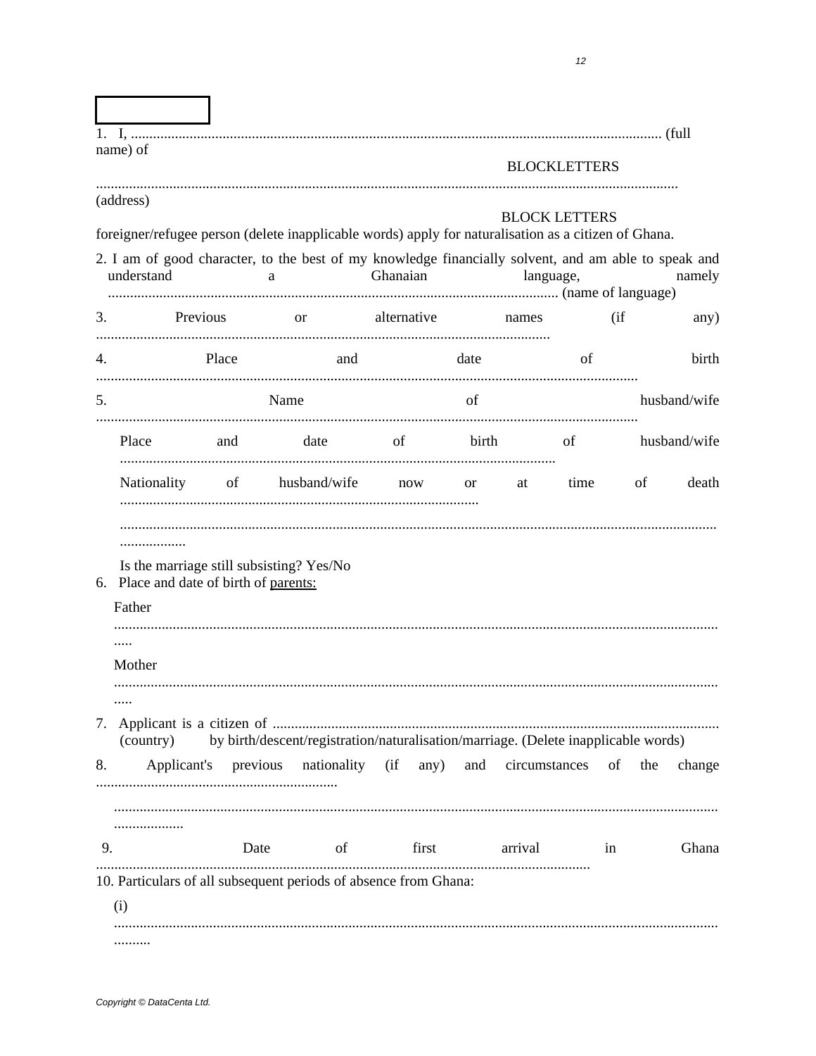1. I, .............................................................................................................................................. (full name) of

BLOCKLETTERS

..............................................................................................................................................
(address)

BLOCK LETTERS

foreigner/refugee person (delete inapplicable words) apply for naturalisation as a citizen of Ghana.

2. I am of good character, to the best of my knowledge financially solvent, and am able to speak and understand a Ghanaian language, namely ............................................................................................................ (name of language)

3. Previous or alternative names (if any) ..............................................................................................................

4. Place and date of birth ..............................................................................................................................

5. Name of husband/wife ..............................................................................................................................

Place and date of birth of husband/wife ......................................................................................................

Nationality of husband/wife now or at time of death .................................................................................

..............................................................................................................................................................

Is the marriage still subsisting? Yes/No

6. Place and date of birth of parents:

Father ..............................................................................................................................................................

Mother ..............................................................................................................................................................

7. Applicant is a citizen of ........................................................................................................................ (country) by birth/descent/registration/naturalisation/marriage. (Delete inapplicable words)

8. Applicant's previous nationality (if any) and circumstances of the change .................................................................

.............................................................................................................................................................................

9. Date of first arrival in Ghana ......................................................................................................................

10. Particulars of all subsequent periods of absence from Ghana:

(i) ..............................................................................................................................................................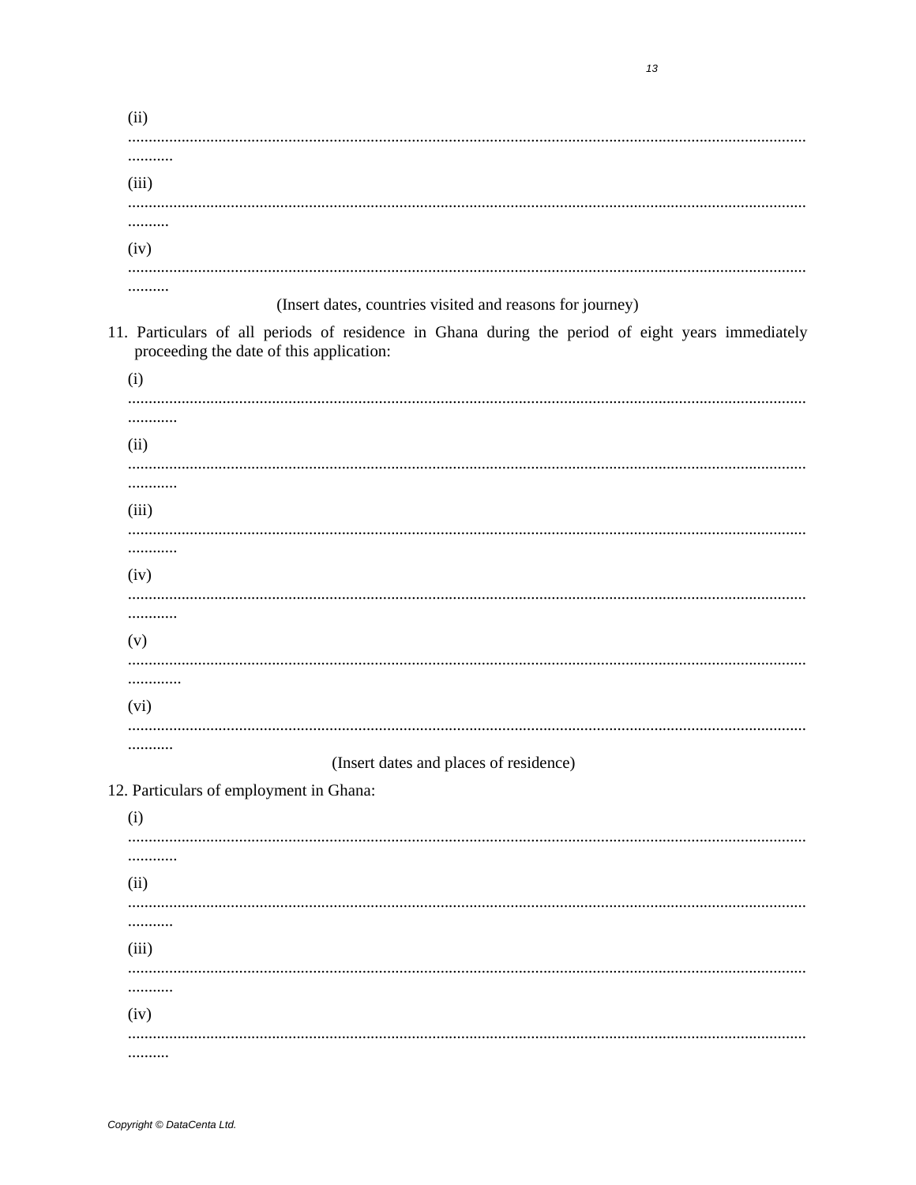(ii) .....................................................................................................................................................................

(iii) .....................................................................................................................................................................

(iv) .....................................................................................................................................................................

(Insert dates, countries visited and reasons for journey)

11. Particulars of all periods of residence in Ghana during the period of eight years immediately proceeding the date of this application:

(i) .....................................................................................................................................................................

(ii) .....................................................................................................................................................................

(iii) .....................................................................................................................................................................

(iv) .....................................................................................................................................................................

(v) .....................................................................................................................................................................

(vi) .....................................................................................................................................................................

(Insert dates and places of residence)

12. Particulars of employment in Ghana:

(i) .....................................................................................................................................................................

(ii) .....................................................................................................................................................................

(iii) .....................................................................................................................................................................

(iv) .....................................................................................................................................................................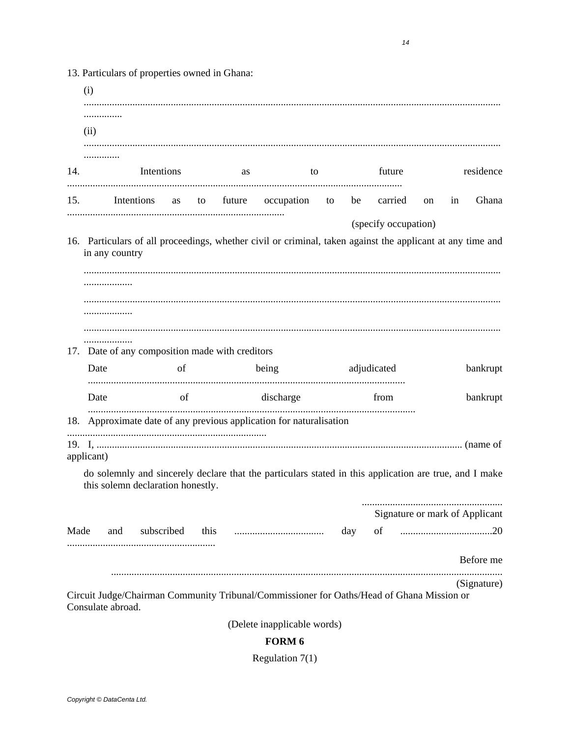13. Particulars of properties owned in Ghana:

(i) ...............................................................................................................................................................

(ii) ...............................................................................................................................................................

14. Intentions as to future residence ..................................................................................................................................

15. Intentions as to future occupation to be carried on in Ghana ....................................................................................

(specify occupation)

16. Particulars of all proceedings, whether civil or criminal, taken against the applicant at any time and in any country

...............................................................................................................................................................

...............................................................................................................................................................

...............................................................................................................................................................

17. Date of any composition made with creditors

Date of being adjudicated bankrupt ...........................................................................................................

Date of discharge from bankrupt ...............................................................................................................

18. Approximate date of any previous application for naturalisation .............................................................................

19. I, ............................................................................................................................................ (name of applicant)

do solemnly and sincerely declare that the particulars stated in this application are true, and I make this solemn declaration honestly.

......................................................
Signature or mark of Applicant

Made and subscribed this ................................... day of ....................................20 .........................................................

Before me

......................................................................................................................................................
(Signature)

Circuit Judge/Chairman Community Tribunal/Commissioner for Oaths/Head of Ghana Mission or Consulate abroad.

(Delete inapplicable words)

**FORM 6**

Regulation 7(1)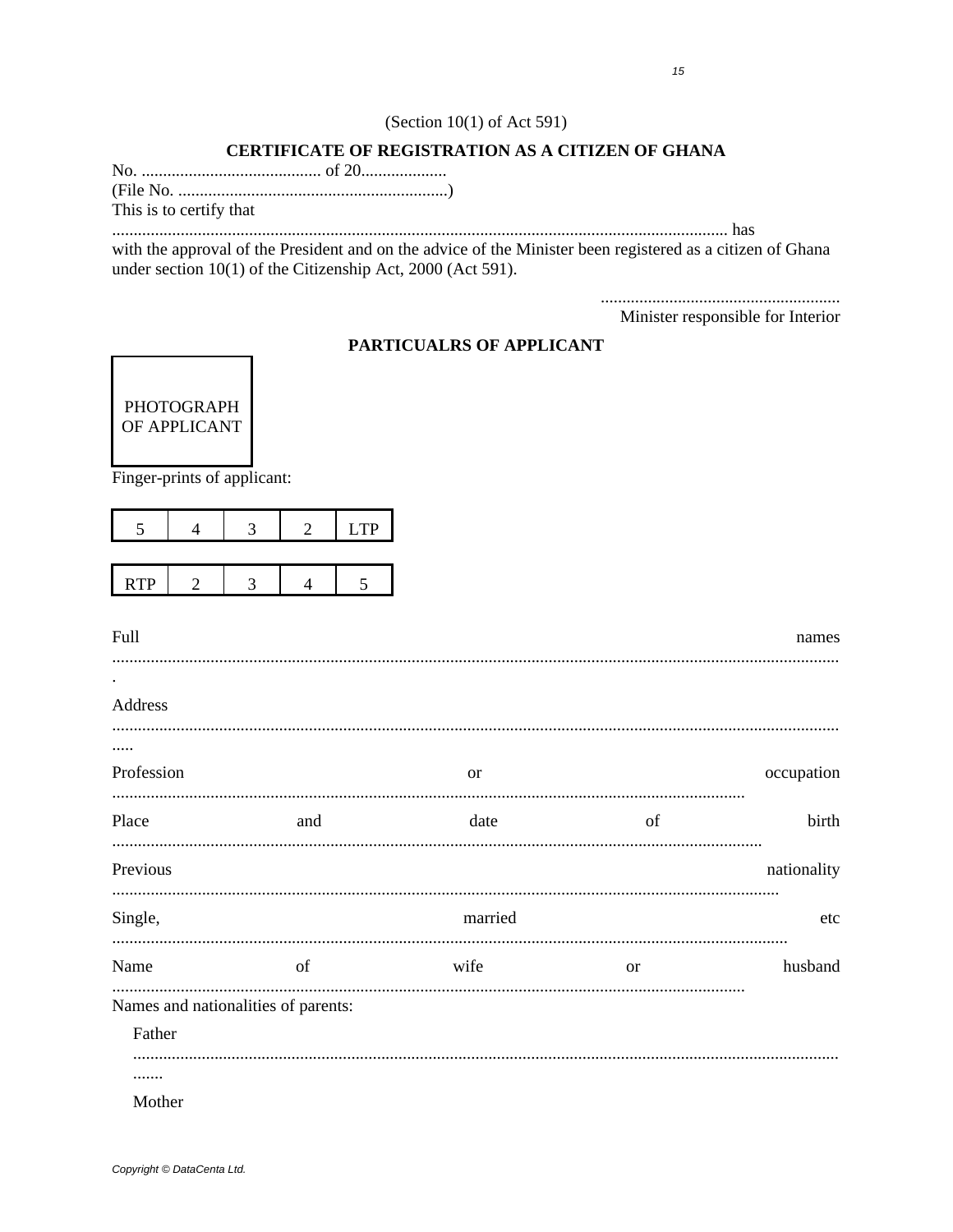(Section 10(1) of Act 591)

**CERTIFICATE OF REGISTRATION AS A CITIZEN OF GHANA**

No. .......................................... of 20....................
(File No. ...............................................................)
This is to certify that
............................................................................................................................................. has with the approval of the President and on the advice of the Minister been registered as a citizen of Ghana under section 10(1) of the Citizenship Act, 2000 (Act 591).

........................................................
Minister responsible for Interior

**PARTICUALRS OF APPLICANT**

PHOTOGRAPH OF APPLICANT

Finger-prints of applicant:

| 5 | 4 | 3 | 2 | LTP |
|---|---|---|---|---|

| RTP | 2 | 3 | 4 | 5 |
|---|---|---|---|---|

Full names ......................................................................................................................................................

Address ......................................................................................................................................................

Profession or occupation .................................................................................................................................

Place and date of birth .....................................................................................................................................

Previous nationality ..........................................................................................................................................

Single, married etc ............................................................................................................................................

Name of wife or husband .................................................................................................................................

Names and nationalities of parents:

Father ......................................................................................................................................................

Mother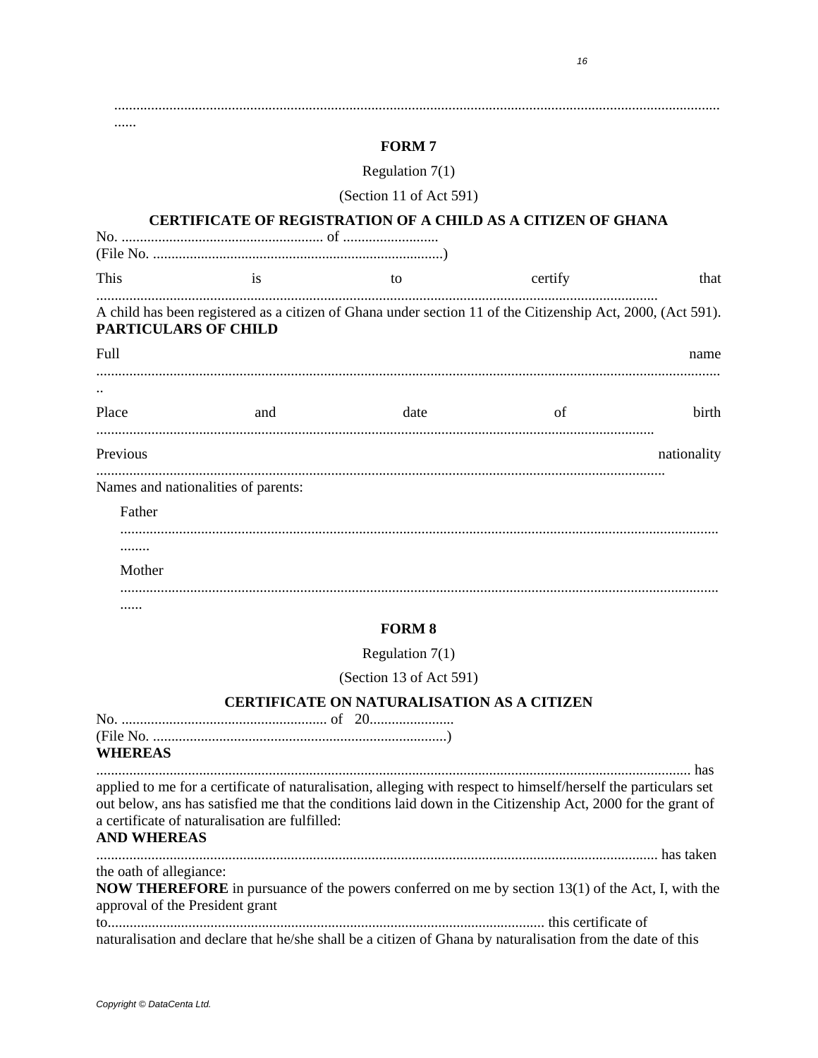.......................................................................................................................................................................

## FORM 7

Regulation 7(1)

(Section 11 of Act 591)

### CERTIFICATE OF REGISTRATION OF A CHILD AS A CITIZEN OF GHANA

No. ....................................................... of ..........................
(File No. ...............................................................................)

This is to certify that .......................................................................................................................................
A child has been registered as a citizen of Ghana under section 11 of the Citizenship Act, 2000, (Act 591).

**PARTICULARS OF CHILD**

Full name ..........................................................................................................................................................

Place and date of birth .......................................................................................................................................

Previous nationality .........................................................................................................................................

Names and nationalities of parents:

Father ........................................................................................................................................................

Mother ......................................................................................................................................................

## FORM 8

Regulation 7(1)

(Section 13 of Act 591)

### CERTIFICATE ON NATURALISATION AS A CITIZEN

No. ........................................................ of 20.......................
(File No. ................................................................................)

**WHEREAS** .............................................................................................................................................. has applied to me for a certificate of naturalisation, alleging with respect to himself/herself the particulars set out below, ans has satisfied me that the conditions laid down in the Citizenship Act, 2000 for the grant of a certificate of naturalisation are fulfilled:

**AND WHEREAS** ....................................................................................................................................... has taken the oath of allegiance:

**NOW THEREFORE** in pursuance of the powers conferred on me by section 13(1) of the Act, I, with the approval of the President grant to..................................................................................................................... this certificate of naturalisation and declare that he/she shall be a citizen of Ghana by naturalisation from the date of this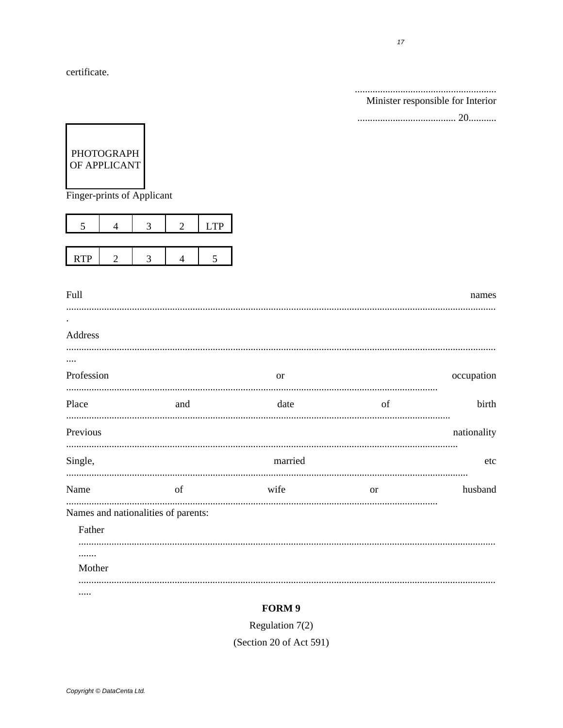certificate.

........................................................
Minister responsible for Interior

....................................... 20...........

PHOTOGRAPH OF APPLICANT

Finger-prints of Applicant

| 5 | 4 | 3 | 2 | LTP |
|---|---|---|---|---|

| RTP | 2 | 3 | 4 | 5 |
|---|---|---|---|---|

Full names .........................................................................................................................................................

Address .........................................................................................................................................................

Profession or occupation ...............................................................................................................................

Place and date of birth ....................................................................................................................................

Previous nationality .......................................................................................................................................

Single, married etc .........................................................................................................................................

Name of wife or husband ...............................................................................................................................

Names and nationalities of parents:

Father .........................................................................................................................................................

Mother .........................................................................................................................................................

**FORM 9**

Regulation 7(2)

(Section 20 of Act 591)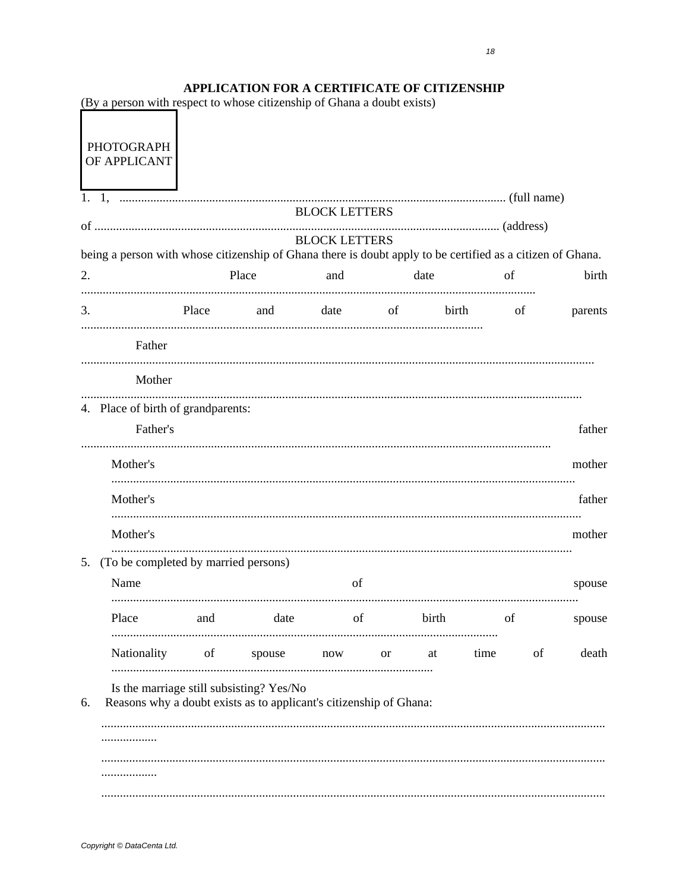## APPLICATION FOR A CERTIFICATE OF CITIZENSHIP

(By a person with respect to whose citizenship of Ghana a doubt exists)

PHOTOGRAPH OF APPLICANT

1. 1, ............................................................................................................................. (full name)
BLOCK LETTERS
of ................................................................................................................................. (address)
BLOCK LETTERS
being a person with whose citizenship of Ghana there is doubt apply to be certified as a citizen of Ghana.

2. Place and date of birth .................................................................................................................................................

3. Place and date of birth of parents ................................................................................................................................

Father ...................................................................................................................................................................

Mother ................................................................................................................................................................

4. Place of birth of grandparents:

Father's father ......................................................................................................................................................

Mother's mother ...................................................................................................................................................

Mother's father .....................................................................................................................................................

Mother's mother ...................................................................................................................................................

5. (To be completed by married persons)

Name of spouse ....................................................................................................................................................

Place and date of birth of spouse ..........................................................................................................................

Nationality of spouse now or at time of death .......................................................................................................

Is the marriage still subsisting? Yes/No

6. Reasons why a doubt exists as to applicant's citizenship of Ghana:

.................................................................................................................................................................................

.................................................................................................................................................................................

.................................................................................................................................................................................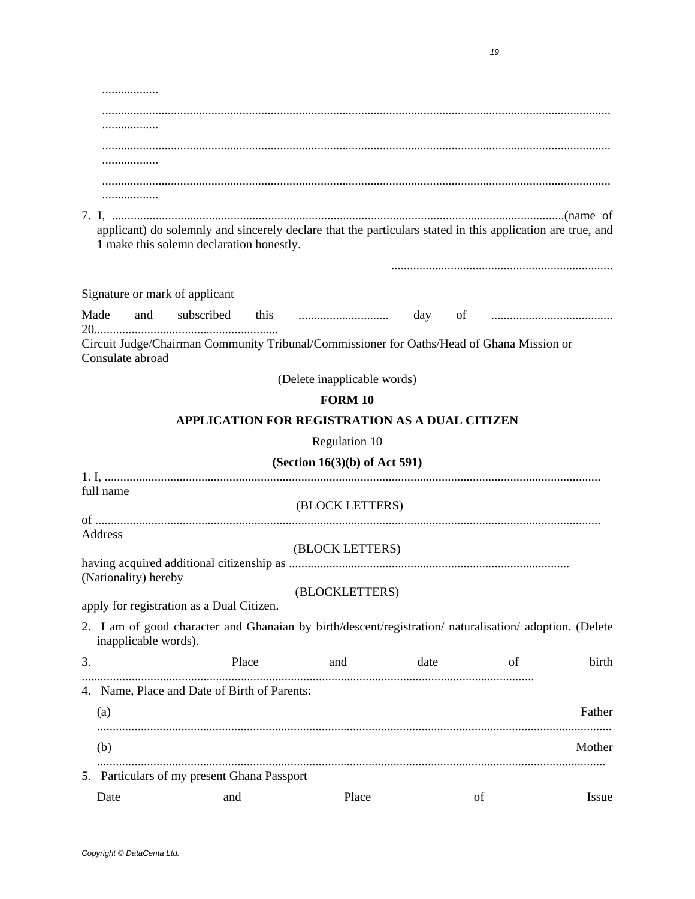..................

..................................................................................................................................................................
..................

..................................................................................................................................................................
..................

..................................................................................................................................................................
..................

7. I, ...............................................................................................................................................(name of applicant) do solemnly and sincerely declare that the particulars stated in this application are true, and 1 make this solemn declaration honestly.

.......................................................................

Signature or mark of applicant

Made and subscribed this ............................. day of ....................................... 20..........................................................

Circuit Judge/Chairman Community Tribunal/Commissioner for Oaths/Head of Ghana Mission or Consulate abroad

(Delete inapplicable words)

**FORM 10**

**APPLICATION FOR REGISTRATION AS A DUAL CITIZEN**

Regulation 10

**(Section 16(3)(b) of Act 591)**

1. I, ............................................................................................................................................................ full name

(BLOCK LETTERS)

of ............................................................................................................................................................... Address

(BLOCK LETTERS)

having acquired additional citizenship as ......................................................................................... (Nationality) hereby

(BLOCKLETTERS)

apply for registration as a Dual Citizen.

2. I am of good character and Ghanaian by birth/descent/registration/ naturalisation/ adoption. (Delete inapplicable words).

3. Place and date of birth ................................................................................................................................

4. Name, Place and Date of Birth of Parents:

   (a) Father ..................................................................................................................................................

   (b) Mother ................................................................................................................................................

5. Particulars of my present Ghana Passport

   Date and Place of Issue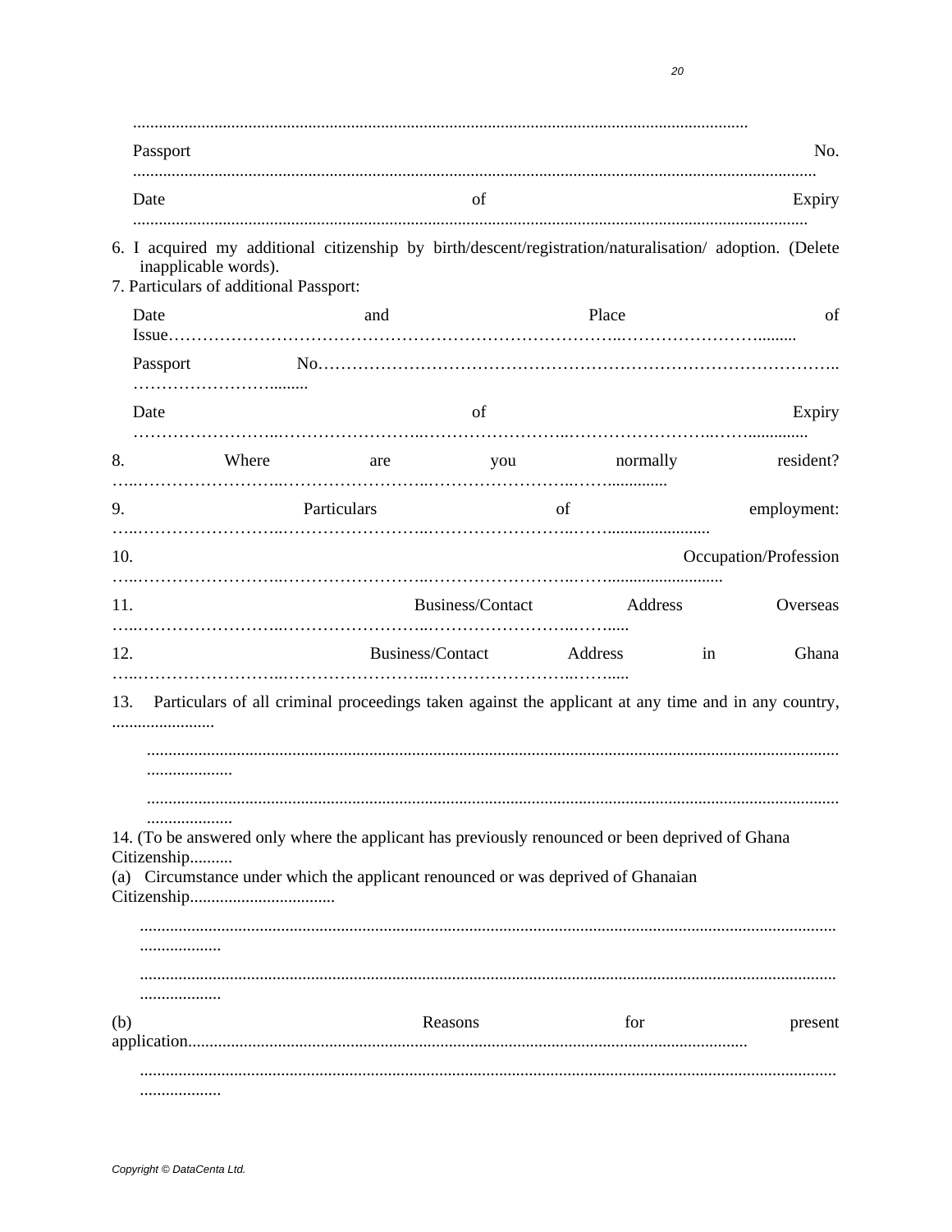.............................................................................................................................................

Passport No. ..........................................................................................................................................................

Date of Expiry ........................................................................................................................................................

6. I acquired my additional citizenship by birth/descent/registration/naturalisation/ adoption. (Delete inapplicable words).

7. Particulars of additional Passport:

Date and Place of Issue……………………………………………………………………..……………………….........

Passport No……………………………………………………………………………….. ……………………….........

Date of Expiry ……………………..……………………..……………………..……………………..……..............

8. Where are you normally resident? …..……………………..……………………..……………………..……..............

9. Particulars of employment: …..……………………..……………………..……………………..……........................

10. Occupation/Profession …..……………………..……………………..……………………..……...........................

11. Business/Contact Address Overseas …..……………………..……………………..……………………..……......

12. Business/Contact Address in Ghana …..……………………..……………………..……………………..……......

13. Particulars of all criminal proceedings taken against the applicant at any time and in any country, ........................

....................................................................................................................................................................

....................................................................................................................................................................

14. (To be answered only where the applicant has previously renounced or been deprived of Ghana Citizenship..........

(a) Circumstance under which the applicant renounced or was deprived of Ghanaian Citizenship.................................

....................................................................................................................................................................

....................................................................................................................................................................

(b) Reasons for present application..................................................................................................................

....................................................................................................................................................................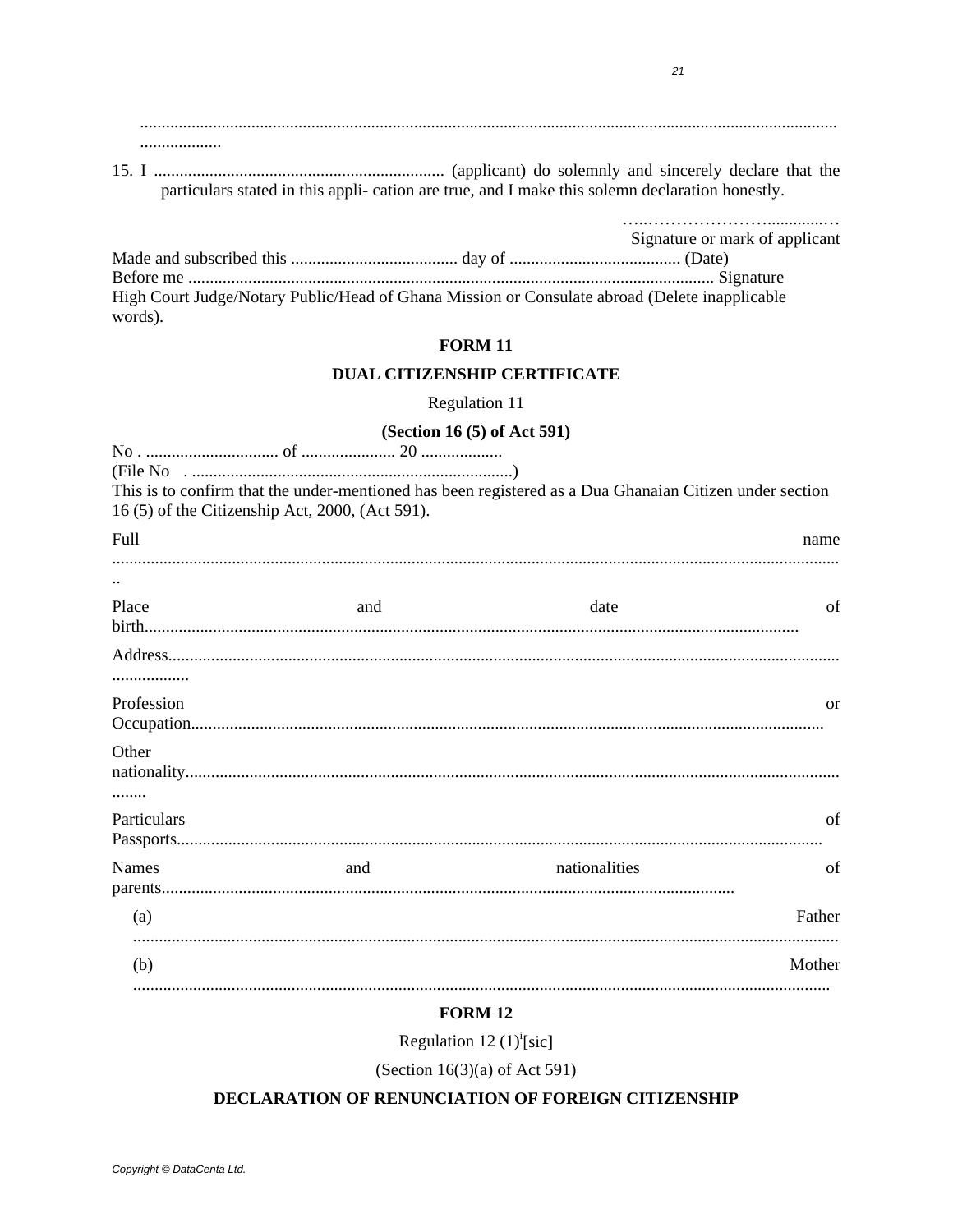.................................................................................................................................................................. ...................

15. I .................................................................... (applicant) do solemnly and sincerely declare that the particulars stated in this appli- cation are true, and I make this solemn declaration honestly.

…..……………………............…
Signature or mark of applicant

Made and subscribed this ....................................... day of ........................................ (Date)
Before me .......................................................................................................................... Signature
High Court Judge/Notary Public/Head of Ghana Mission or Consulate abroad (Delete inapplicable words).

**FORM 11**

**DUAL CITIZENSHIP CERTIFICATE**

Regulation 11

**(Section 16 (5) of Act 591)**

No . ............................... of ...................... 20 ...................
(File No . ..........................................................................)
This is to confirm that the under-mentioned has been registered as a Dua Ghanaian Citizen under section 16 (5) of the Citizenship Act, 2000, (Act 591).

Full name ..........................................................................................................................................................

Place and date of birth.......................................................................................................................................

Address.......................................................................................................................................................... ..................

Profession or Occupation.................................................................................................................................

Other nationality.............................................................................................................................................. ........

Particulars of Passports....................................................................................................................................

Names and nationalities of parents....................................................................................................................

(a) Father ...........................................................................................................................................................

(b) Mother ..........................................................................................................................................................

**FORM 12**

Regulation 12 (1)[i][sic]

(Section 16(3)(a) of Act 591)

**DECLARATION OF RENUNCIATION OF FOREIGN CITIZENSHIP**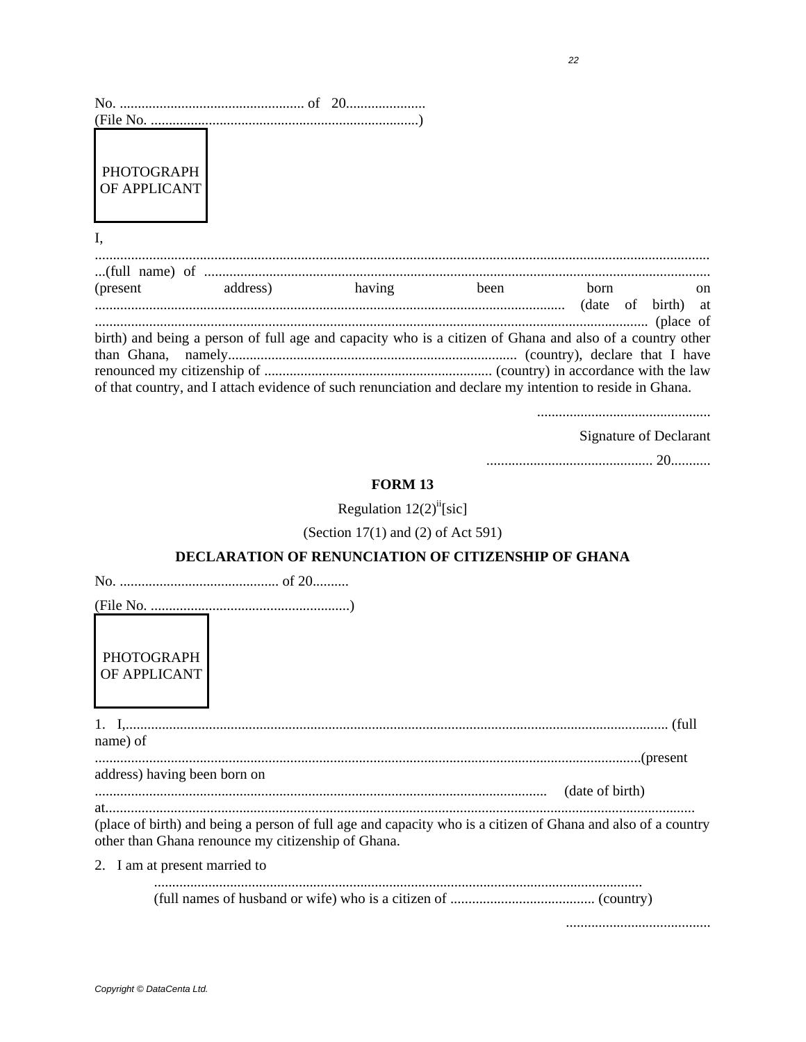No. ................................................... of 20......................
(File No. ..........................................................................)

PHOTOGRAPH OF APPLICANT

I, ..............................................................................................................................................................
...(full name) of ..........................................................................................................................................
(present address) having been born on ................................................................................................................. (date of birth) at ..................................................................................................................................................... (place of birth) and being a person of full age and capacity who is a citizen of Ghana and also of a country other than Ghana, namely............................................................................... (country), declare that I have renounced my citizenship of .............................................................. (country) in accordance with the law of that country, and I attach evidence of such renunciation and declare my intention to reside in Ghana.

................................................
Signature of Declarant

.............................................. 20...........

**FORM 13**

Regulation 12(2)[ii][sic]

(Section 17(1) and (2) of Act 591)

**DECLARATION OF RENUNCIATION OF CITIZENSHIP OF GHANA**

No. ............................................ of 20..........

(File No. .......................................................)

PHOTOGRAPH OF APPLICANT

1. I,.................................................................................................................................................... (full name) of
...................................................................................................................................................(present address) having been born on
............................................................................................................................ (date of birth)
at.................................................................................................................................................................
(place of birth) and being a person of full age and capacity who is a citizen of Ghana and also of a country other than Ghana renounce my citizenship of Ghana.

2. I am at present married to

.......................................................................................................................................
(full names of husband or wife) who is a citizen of ........................................ (country)

........................................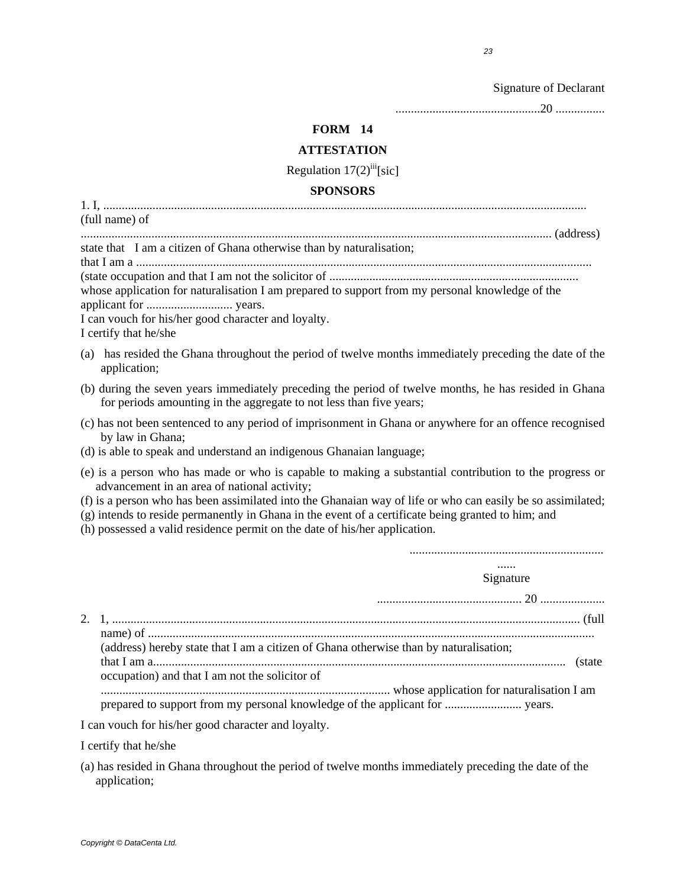Signature of Declarant

................................................20 ................

**FORM 14**

**ATTESTATION**

Regulation 17(2)[iii][sic]

**SPONSORS**

1. I, ........................................................................................................................................................... (full name) of ........................................................................................................................................................ (address) state that I am a citizen of Ghana otherwise than by naturalisation; that I am a ................................................................................................................................................... (state occupation and that I am not the solicitor of ................................................................................. whose application for naturalisation I am prepared to support from my personal knowledge of the applicant for ............................ years.

I can vouch for his/her good character and loyalty.

I certify that he/she

(a) has resided the Ghana throughout the period of twelve months immediately preceding the date of the application;

(b) during the seven years immediately preceding the period of twelve months, he has resided in Ghana for periods amounting in the aggregate to not less than five years;

(c) has not been sentenced to any period of imprisonment in Ghana or anywhere for an offence recognised by law in Ghana;

(d) is able to speak and understand an indigenous Ghanaian language;

(e) is a person who has made or who is capable to making a substantial contribution to the progress or advancement in an area of national activity;

(f) is a person who has been assimilated into the Ghanaian way of life or who can easily be so assimilated;

(g) intends to reside permanently in Ghana in the event of a certificate being granted to him; and

(h) possessed a valid residence permit on the date of his/her application.

.....................................................................

Signature

.............................................. 20 .....................

2. 1, ....................................................................................................................................................... (full name) of ................................................................................................................................... (address) hereby state that I am a citizen of Ghana otherwise than by naturalisation; that I am a.................................................................................................................................... (state occupation) and that I am not the solicitor of ............................................................................................ whose application for naturalisation I am prepared to support from my personal knowledge of the applicant for ......................... years.

I can vouch for his/her good character and loyalty.

I certify that he/she

(a) has resided in Ghana throughout the period of twelve months immediately preceding the date of the application;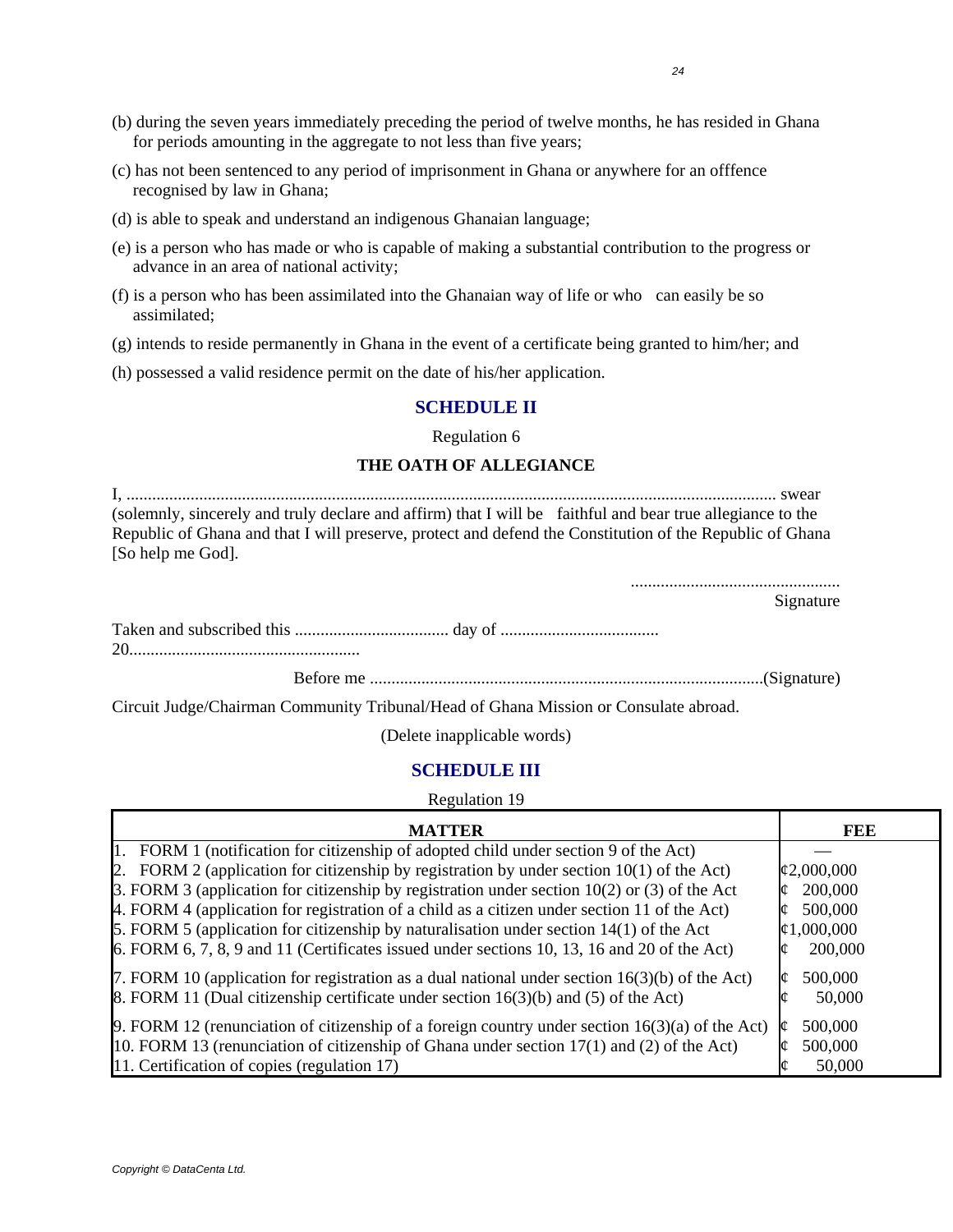(b) during the seven years immediately preceding the period of twelve months, he has resided in Ghana for periods amounting in the aggregate to not less than five years;

(c) has not been sentenced to any period of imprisonment in Ghana or anywhere for an offfence recognised by law in Ghana;

(d) is able to speak and understand an indigenous Ghanaian language;

(e) is a person who has made or who is capable of making a substantial contribution to the progress or advance in an area of national activity;

(f) is a person who has been assimilated into the Ghanaian way of life or who can easily be so assimilated;

(g) intends to reside permanently in Ghana in the event of a certificate being granted to him/her; and

(h) possessed a valid residence permit on the date of his/her application.

## SCHEDULE II

Regulation 6

### THE OATH OF ALLEGIANCE

I, ........................................................................................................................................... swear (solemnly, sincerely and truly declare and affirm) that I will be faithful and bear true allegiance to the Republic of Ghana and that I will preserve, protect and defend the Constitution of the Republic of Ghana [So help me God].

.................................................
Signature

Taken and subscribed this .................................... day of .................................... 20......................................................

Before me ...........................................................................................(Signature)

Circuit Judge/Chairman Community Tribunal/Head of Ghana Mission or Consulate abroad.

(Delete inapplicable words)

## SCHEDULE III

Regulation 19

| MATTER | FEE |
|---|---|
| 1. FORM 1 (notification for citizenship of adopted child under section 9 of the Act) | — |
| 2. FORM 2 (application for citizenship by registration by under section 10(1) of the Act) | ¢2,000,000 |
| 3. FORM 3 (application for citizenship by registration under section 10(2) or (3) of the Act | ¢ 200,000 |
| 4. FORM 4 (application for registration of a child as a citizen under section 11 of the Act) | ¢ 500,000 |
| 5. FORM 5 (application for citizenship by naturalisation under section 14(1) of the Act | ¢1,000,000 |
| 6. FORM 6, 7, 8, 9 and 11 (Certificates issued under sections 10, 13, 16 and 20 of the Act) | ¢ 200,000 |
| 7. FORM 10 (application for registration as a dual national under section 16(3)(b) of the Act) | ¢ 500,000 |
| 8. FORM 11 (Dual citizenship certificate under section 16(3)(b) and (5) of the Act) | ¢ 50,000 |
| 9. FORM 12 (renunciation of citizenship of a foreign country under section 16(3)(a) of the Act) | ¢ 500,000 |
| 10. FORM 13 (renunciation of citizenship of Ghana under section 17(1) and (2) of the Act) | ¢ 500,000 |
| 11. Certification of copies (regulation 17) | ¢ 50,000 |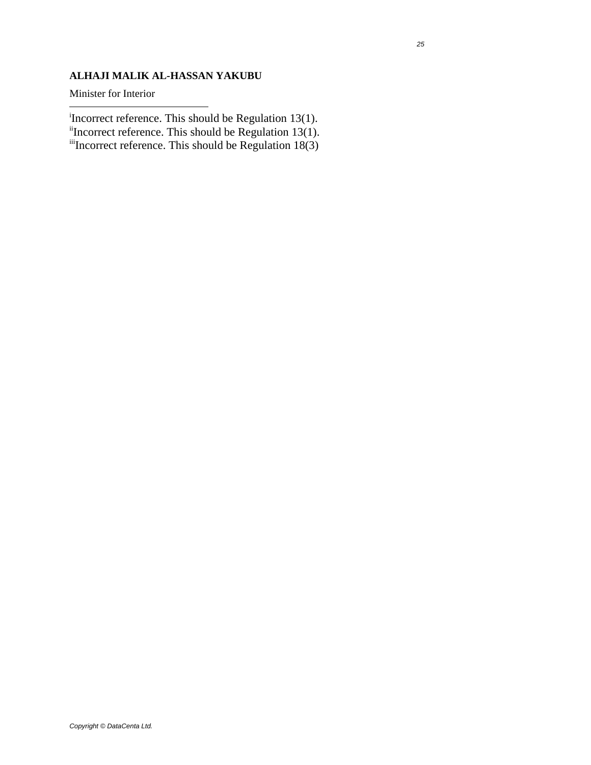**ALHAJI MALIK AL-HASSAN YAKUBU**

Minister for Interior

---

[i] Incorrect reference. This should be Regulation 13(1).

[ii] Incorrect reference. This should be Regulation 13(1).

[iii] Incorrect reference. This should be Regulation 18(3)